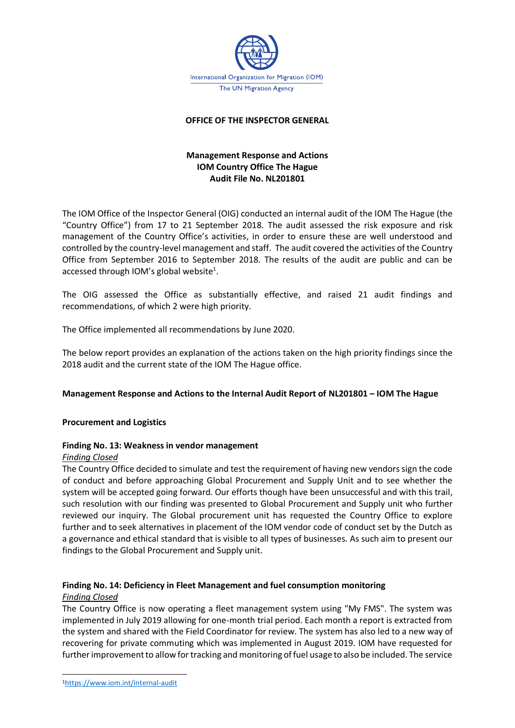International Organization for Migration (IOM)

The UN Migration Agency

**OFFICE OF THE INSPECTOR GENERAL**

**Management Response and Actions**
**IOM Country Office The Hague**
**Audit File No. NL201801**

The IOM Office of the Inspector General (OIG) conducted an internal audit of the IOM The Hague (the "Country Office") from 17 to 21 September 2018. The audit assessed the risk exposure and risk management of the Country Office's activities, in order to ensure these are well understood and controlled by the country-level management and staff. The audit covered the activities of the Country Office from September 2016 to September 2018. The results of the audit are public and can be accessed through IOM's global website[1].

The OIG assessed the Office as substantially effective, and raised 21 audit findings and recommendations, of which 2 were high priority.

The Office implemented all recommendations by June 2020.

The below report provides an explanation of the actions taken on the high priority findings since the 2018 audit and the current state of the IOM The Hague office.

**Management Response and Actions to the Internal Audit Report of NL201801 – IOM The Hague**

**Procurement and Logistics**

**Finding No. 13: Weakness in vendor management**

*Finding Closed*

The Country Office decided to simulate and test the requirement of having new vendors sign the code of conduct and before approaching Global Procurement and Supply Unit and to see whether the system will be accepted going forward. Our efforts though have been unsuccessful and with this trail, such resolution with our finding was presented to Global Procurement and Supply unit who further reviewed our inquiry. The Global procurement unit has requested the Country Office to explore further and to seek alternatives in placement of the IOM vendor code of conduct set by the Dutch as a governance and ethical standard that is visible to all types of businesses. As such aim to present our findings to the Global Procurement and Supply unit.

**Finding No. 14: Deficiency in Fleet Management and fuel consumption monitoring**

*Finding Closed*

The Country Office is now operating a fleet management system using "My FMS". The system was implemented in July 2019 allowing for one-month trial period. Each month a report is extracted from the system and shared with the Field Coordinator for review. The system has also led to a new way of recovering for private commuting which was implemented in August 2019. IOM have requested for further improvement to allow for tracking and monitoring of fuel usage to also be included. The service

[1] https://www.iom.int/internal-audit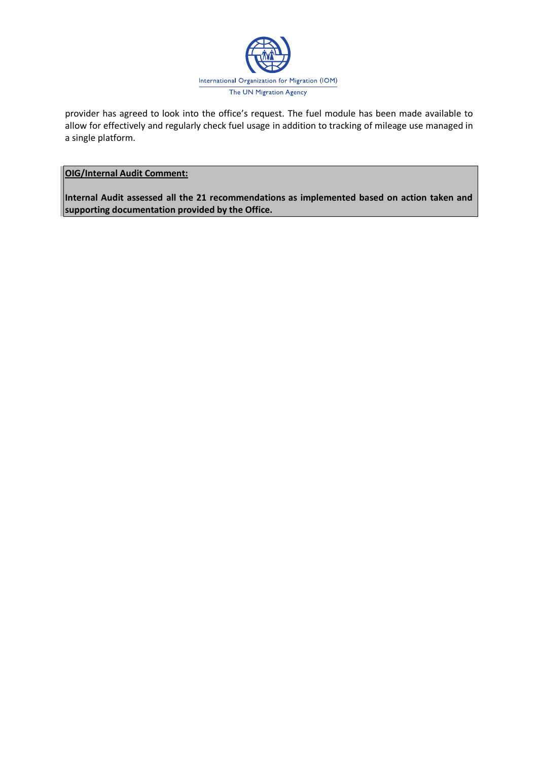provider has agreed to look into the office's request. The fuel module has been made available to allow for effectively and regularly check fuel usage in addition to tracking of mileage use managed in a single platform.

**OIG/Internal Audit Comment:**

**Internal Audit assessed all the 21 recommendations as implemented based on action taken and supporting documentation provided by the Office.**